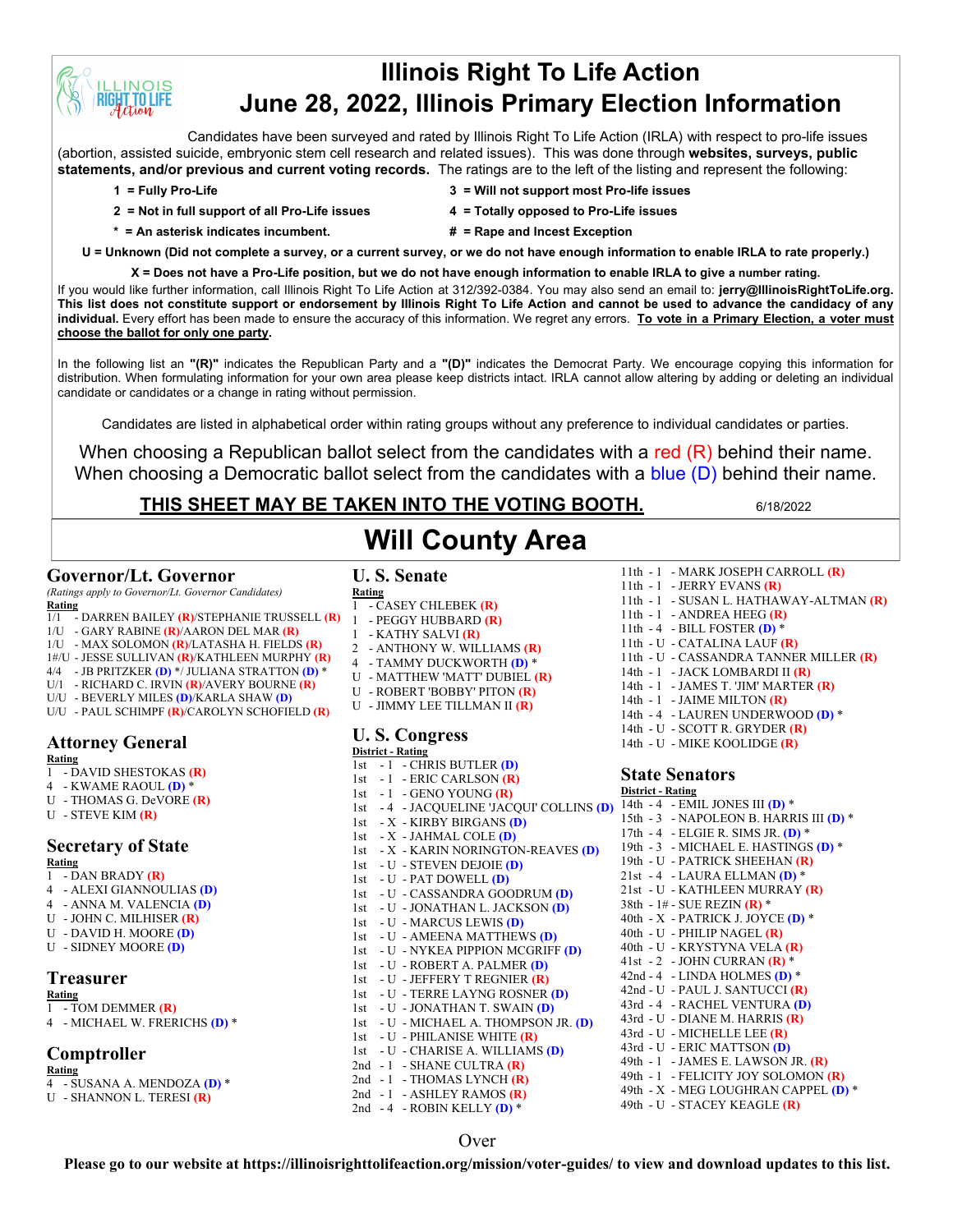# Illinois Right To Life Action
# June 28, 2022, Illinois Primary Election Information

Candidates have been surveyed and rated by Illinois Right To Life Action (IRLA) with respect to pro-life issues (abortion, assisted suicide, embryonic stem cell research and related issues). This was done through **websites, surveys, public statements, and/or previous and current voting records.** The ratings are to the left of the listing and represent the following:

- **1 = Fully Pro-Life**
- **2 = Not in full support of all Pro-Life issues**
- **3 = Will not support most Pro-life issues**
- **4 = Totally opposed to Pro-Life issues**
- **\* = An asterisk indicates incumbent.**
- **# = Rape and Incest Exception**

**U = Unknown (Did not complete a survey, or a current survey, or we do not have enough information to enable IRLA to rate properly.)**

**X = Does not have a Pro-Life position, but we do not have enough information to enable IRLA to give a number rating.**

If you would like further information, call Illinois Right To Life Action at 312/392-0384. You may also send an email to: **jerry@IllinoisRightToLife.org. This list does not constitute support or endorsement by Illinois Right To Life Action and cannot be used to advance the candidacy of any individual.** Every effort has been made to ensure the accuracy of this information. We regret any errors. **To vote in a Primary Election, a voter must choose the ballot for only one party.**

In the following list an **"(R)"** indicates the Republican Party and a **"(D)"** indicates the Democrat Party. We encourage copying this information for distribution. When formulating information for your own area please keep districts intact. IRLA cannot allow altering by adding or deleting an individual candidate or candidates or a change in rating without permission.

Candidates are listed in alphabetical order within rating groups without any preference to individual candidates or parties.

When choosing a Republican ballot select from the candidates with a red (R) behind their name.
When choosing a Democratic ballot select from the candidates with a blue (D) behind their name.

**THIS SHEET MAY BE TAKEN INTO THE VOTING BOOTH.** 6/18/2022

# Will County Area

## Governor/Lt. Governor

*(Ratings apply to Governor/Lt. Governor Candidates)*

**Rating**
- 1/1 - DARREN BAILEY (R)/STEPHANIE TRUSSELL (R)
- 1/U - GARY RABINE (R)/AARON DEL MAR (R)
- 1/U - MAX SOLOMON (R)/LATASHA H. FIELDS (R)
- 1#/U - JESSE SULLIVAN (R)/KATHLEEN MURPHY (R)
- 4/4 - JB PRITZKER (D) */ JULIANA STRATTON (D) *
- U/1 - RICHARD C. IRVIN (R)/AVERY BOURNE (R)
- U/U - BEVERLY MILES (D)/KARLA SHAW (D)
- U/U - PAUL SCHIMPF (R)/CAROLYN SCHOFIELD (R)

## Attorney General

**Rating**
- 1 - DAVID SHESTOKAS (R)
- 4 - KWAME RAOUL (D) *
- U - THOMAS G. DeVORE (R)
- U - STEVE KIM (R)

## Secretary of State

**Rating**
- 1 - DAN BRADY (R)
- 4 - ALEXI GIANNOULIAS (D)
- 4 - ANNA M. VALENCIA (D)
- U - JOHN C. MILHISER (R)
- U - DAVID H. MOORE (D)
- U - SIDNEY MOORE (D)

## Treasurer

**Rating**
- 1 - TOM DEMMER (R)
- 4 - MICHAEL W. FRERICHS (D) *

## Comptroller

**Rating**
- 4 - SUSANA A. MENDOZA (D) *
- U - SHANNON L. TERESI (R)

## U. S. Senate

**Rating**
- 1 - CASEY CHLEBEK (R)
- 1 - PEGGY HUBBARD (R)
- 1 - KATHY SALVI (R)
- 2 - ANTHONY W. WILLIAMS (R)
- 4 - TAMMY DUCKWORTH (D) *
- U - MATTHEW 'MATT' DUBIEL (R)
- U - ROBERT 'BOBBY' PITON (R)
- U - JIMMY LEE TILLMAN II (R)

## U. S. Congress

**District - Rating**
- 1st - 1 - CHRIS BUTLER (D)
- 1st - 1 - ERIC CARLSON (R)
- 1st - 1 - GENO YOUNG (R)
- 1st - 4 - JACQUELINE 'JACQUI' COLLINS (D)
- 1st - X - KIRBY BIRGANS (D)
- 1st - X - JAHMAL COLE (D)
- 1st - X - KARIN NORINGTON-REAVES (D)
- 1st - U - STEVEN DEJOIE (D)
- 1st - U - PAT DOWELL (D)
- 1st - U - CASSANDRA GOODRUM (D)
- 1st - U - JONATHAN L. JACKSON (D)
- 1st - U - MARCUS LEWIS (D)
- 1st - U - AMEENA MATTHEWS (D)
- 1st - U - NYKEA PIPPION MCGRIFF (D)
- 1st - U - ROBERT A. PALMER (D)
- 1st - U - JEFFERY T REGNIER (R)
- 1st - U - TERRE LAYNG ROSNER (D)
- 1st - U - JONATHAN T. SWAIN (D)
- 1st - U - MICHAEL A. THOMPSON JR. (D)
- 1st - U - PHILANISE WHITE (R)
- 1st - U - CHARISE A. WILLIAMS (D)
- 2nd - 1 - SHANE CULTRA (R)
- 2nd - 1 - THOMAS LYNCH (R)
- 2nd - 1 - ASHLEY RAMOS (R)
- 2nd - 4 - ROBIN KELLY (D) *
- 11th - 1 - MARK JOSEPH CARROLL (R)
- 11th - 1 - JERRY EVANS (R)
- 11th - 1 - SUSAN L. HATHAWAY-ALTMAN (R)
- 11th - 1 - ANDREA HEEG (R)
- 11th - 4 - BILL FOSTER (D) *
- 11th - U - CATALINA LAUF (R)
- 11th - U - CASSANDRA TANNER MILLER (R)
- 14th - 1 - JACK LOMBARDI II (R)
- 14th - 1 - JAMES T. 'JIM' MARTER (R)
- 14th - 1 - JAIME MILTON (R)
- 14th - 4 - LAUREN UNDERWOOD (D) *
- 14th - U - SCOTT R. GRYDER (R)
- 14th - U - MIKE KOOLIDGE (R)

## State Senators

**District - Rating**
- 14th - 4 - EMIL JONES III (D) *
- 15th - 3 - NAPOLEON B. HARRIS III (D) *
- 17th - 4 - ELGIE R. SIMS JR. (D) *
- 19th - 3 - MICHAEL E. HASTINGS (D) *
- 19th - U - PATRICK SHEEHAN (R)
- 21st - 4 - LAURA ELLMAN (D) *
- 21st - U - KATHLEEN MURRAY (R)
- 38th - 1# - SUE REZIN (R) *
- 40th - X - PATRICK J. JOYCE (D) *
- 40th - U - PHILIP NAGEL (R)
- 40th - U - KRYSTYNA VELA (R)
- 41st - 2 - JOHN CURRAN (R) *
- 42nd - 4 - LINDA HOLMES (D) *
- 42nd - U - PAUL J. SANTUCCI (R)
- 43rd - 4 - RACHEL VENTURA (D)
- 43rd - U - DIANE M. HARRIS (R)
- 43rd - U - MICHELLE LEE (R)
- 43rd - U - ERIC MATTSON (D)
- 49th - 1 - JAMES E. LAWSON JR. (R)
- 49th - 1 - FELICITY JOY SOLOMON (R)
- 49th - X - MEG LOUGHRAN CAPPEL (D) *
- 49th - U - STACEY KEAGLE (R)

Over

**Please go to our website at https://illinoisrighttolifeaction.org/mission/voter-guides/ to view and download updates to this list.**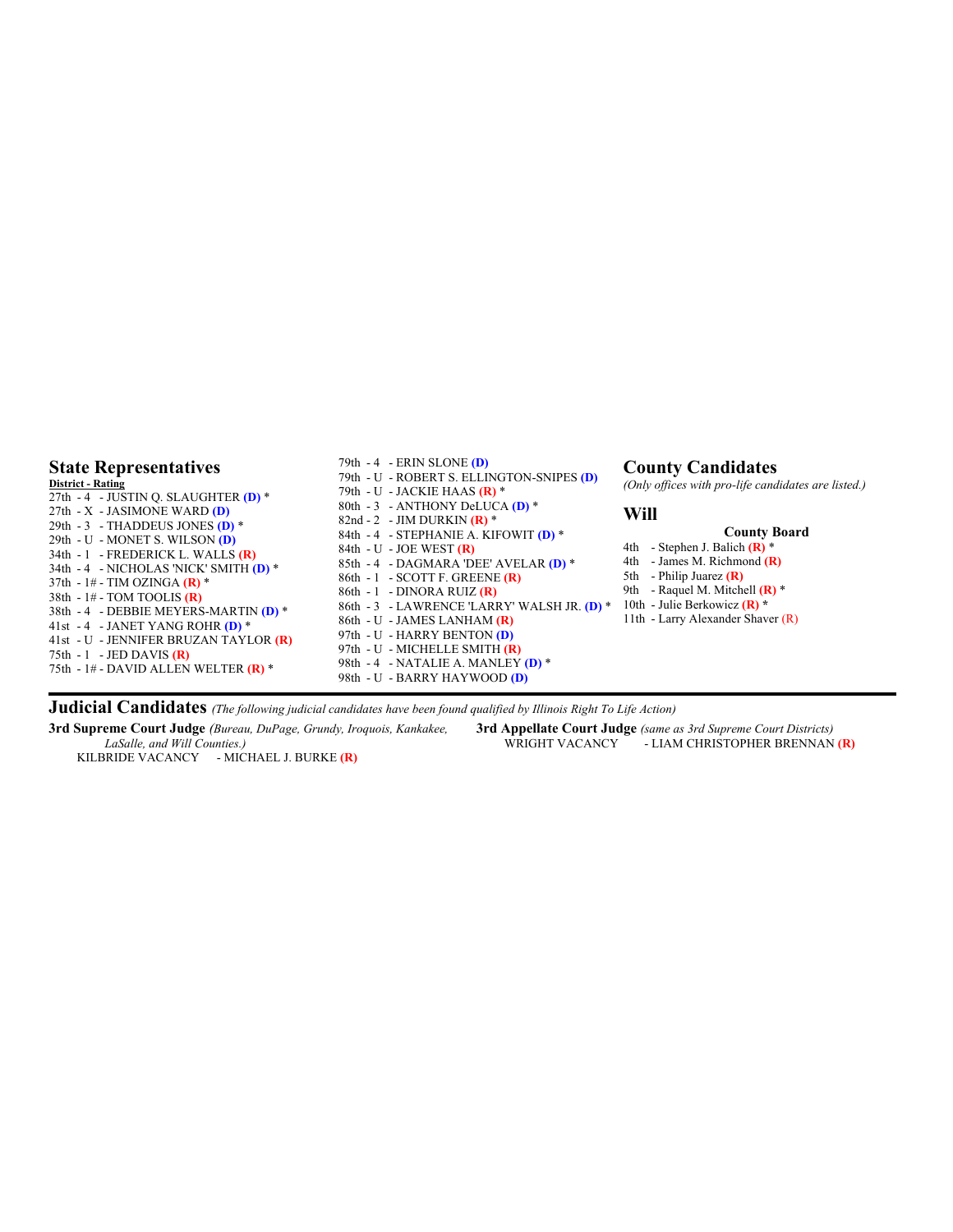## State Representatives

**District - Rating**

27th - 4 - JUSTIN Q. SLAUGHTER **(D)** *
27th - X - JASIMONE WARD **(D)**
29th - 3 - THADDEUS JONES **(D)** *
29th - U - MONET S. WILSON **(D)**
34th - 1 - FREDERICK L. WALLS **(R)**
34th - 4 - NICHOLAS 'NICK' SMITH **(D)** *
37th - 1# - TIM OZINGA **(R)** *
38th - 1# - TOM TOOLIS **(R)**
38th - 4 - DEBBIE MEYERS-MARTIN **(D)** *
41st - 4 - JANET YANG ROHR **(D)** *
41st - U - JENNIFER BRUZAN TAYLOR **(R)**
75th - 1 - JED DAVIS **(R)**
75th - 1# - DAVID ALLEN WELTER **(R)** *
79th - 4 - ERIN SLONE **(D)**
79th - U - ROBERT S. ELLINGTON-SNIPES **(D)**
79th - U - JACKIE HAAS **(R)** *
80th - 3 - ANTHONY DeLUCA **(D)** *
82nd - 2 - JIM DURKIN **(R)** *
84th - 4 - STEPHANIE A. KIFOWIT **(D)** *
84th - U - JOE WEST **(R)**
85th - 4 - DAGMARA 'DEE' AVELAR **(D)** *
86th - 1 - SCOTT F. GREENE **(R)**
86th - 1 - DINORA RUIZ **(R)**
86th - 3 - LAWRENCE 'LARRY' WALSH JR. **(D)** *
86th - U - JAMES LANHAM **(R)**
97th - U - HARRY BENTON **(D)**
97th - U - MICHELLE SMITH **(R)**
98th - 4 - NATALIE A. MANLEY **(D)** *
98th - U - BARRY HAYWOOD **(D)**

## County Candidates

*(Only offices with pro-life candidates are listed.)*

## Will

**County Board**

4th - Stephen J. Balich **(R)** *
4th - James M. Richmond **(R)**
5th - Philip Juarez **(R)**
9th - Raquel M. Mitchell **(R)** *
10th - Julie Berkowicz **(R)** *
11th - Larry Alexander Shaver (R)

## Judicial Candidates *(The following judicial candidates have been found qualified by Illinois Right To Life Action)*

**3rd Supreme Court Judge** *(Bureau, DuPage, Grundy, Iroquois, Kankakee, LaSalle, and Will Counties.)*
KILBRIDE VACANCY - MICHAEL J. BURKE **(R)**

**3rd Appellate Court Judge** *(same as 3rd Supreme Court Districts)*
WRIGHT VACANCY - LIAM CHRISTOPHER BRENNAN **(R)**